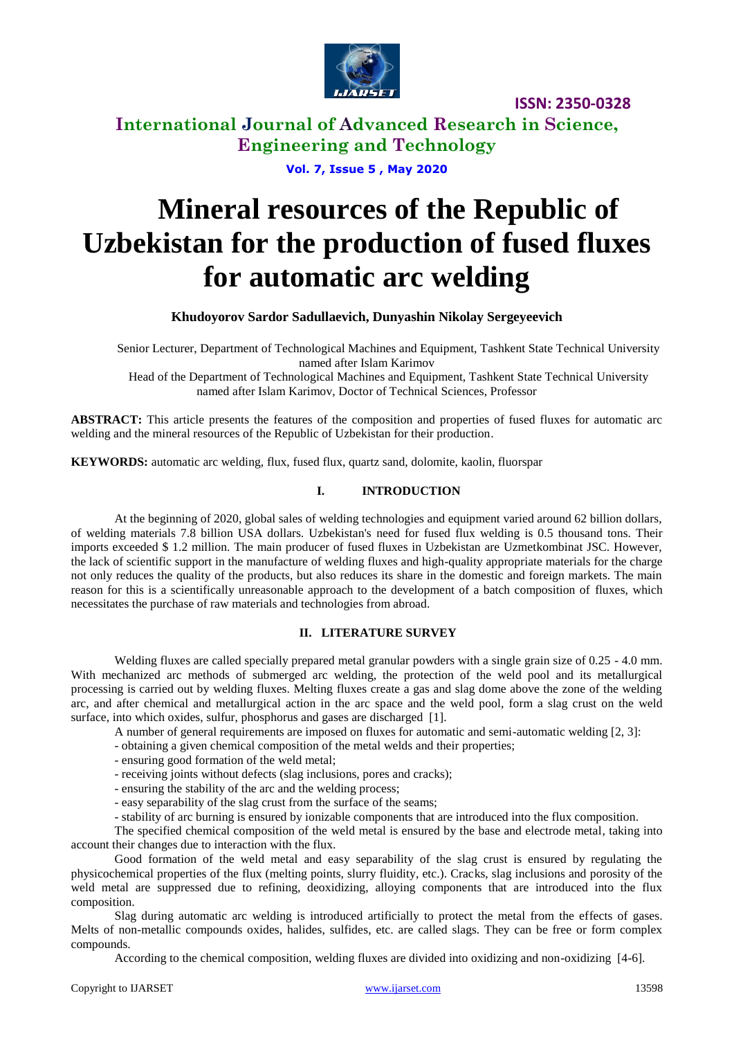# Mineral resources of the Republic of Uzbekistan for the production of fused fluxes for automatic arc welding

**Khudoyorov Sardor Sadullaevich, Dunyashin Nikolay Sergeyeevich**

Senior Lecturer, Department of Technological Machines and Equipment, Tashkent State Technical University named after Islam Karimov

Head of the Department of Technological Machines and Equipment, Tashkent State Technical University named after Islam Karimov, Doctor of Technical Sciences, Professor

**ABSTRACT:** This article presents the features of the composition and properties of fused fluxes for automatic arc welding and the mineral resources of the Republic of Uzbekistan for their production.

**KEYWORDS:** automatic arc welding, flux, fused flux, quartz sand, dolomite, kaolin, fluorspar

## I. INTRODUCTION

At the beginning of 2020, global sales of welding technologies and equipment varied around 62 billion dollars, of welding materials 7.8 billion USA dollars. Uzbekistan's need for fused flux welding is 0.5 thousand tons. Their imports exceeded $ 1.2 million. The main producer of fused fluxes in Uzbekistan are Uzmetkombinat JSC. However, the lack of scientific support in the manufacture of welding fluxes and high-quality appropriate materials for the charge not only reduces the quality of the products, but also reduces its share in the domestic and foreign markets. The main reason for this is a scientifically unreasonable approach to the development of a batch composition of fluxes, which necessitates the purchase of raw materials and technologies from abroad.

## II. LITERATURE SURVEY

Welding fluxes are called specially prepared metal granular powders with a single grain size of 0.25 - 4.0 mm. With mechanized arc methods of submerged arc welding, the protection of the weld pool and its metallurgical processing is carried out by welding fluxes. Melting fluxes create a gas and slag dome above the zone of the welding arc, and after chemical and metallurgical action in the arc space and the weld pool, form a slag crust on the weld surface, into which oxides, sulfur, phosphorus and gases are discharged [1].

A number of general requirements are imposed on fluxes for automatic and semi-automatic welding [2, 3]:

- obtaining a given chemical composition of the metal welds and their properties;
- ensuring good formation of the weld metal;
- receiving joints without defects (slag inclusions, pores and cracks);
- ensuring the stability of the arc and the welding process;
- easy separability of the slag crust from the surface of the seams;
- stability of arc burning is ensured by ionizable components that are introduced into the flux composition.

The specified chemical composition of the weld metal is ensured by the base and electrode metal, taking into account their changes due to interaction with the flux.

Good formation of the weld metal and easy separability of the slag crust is ensured by regulating the physicochemical properties of the flux (melting points, slurry fluidity, etc.). Cracks, slag inclusions and porosity of the weld metal are suppressed due to refining, deoxidizing, alloying components that are introduced into the flux composition.

Slag during automatic arc welding is introduced artificially to protect the metal from the effects of gases. Melts of non-metallic compounds oxides, halides, sulfides, etc. are called slags. They can be free or form complex compounds.

According to the chemical composition, welding fluxes are divided into oxidizing and non-oxidizing [4-6].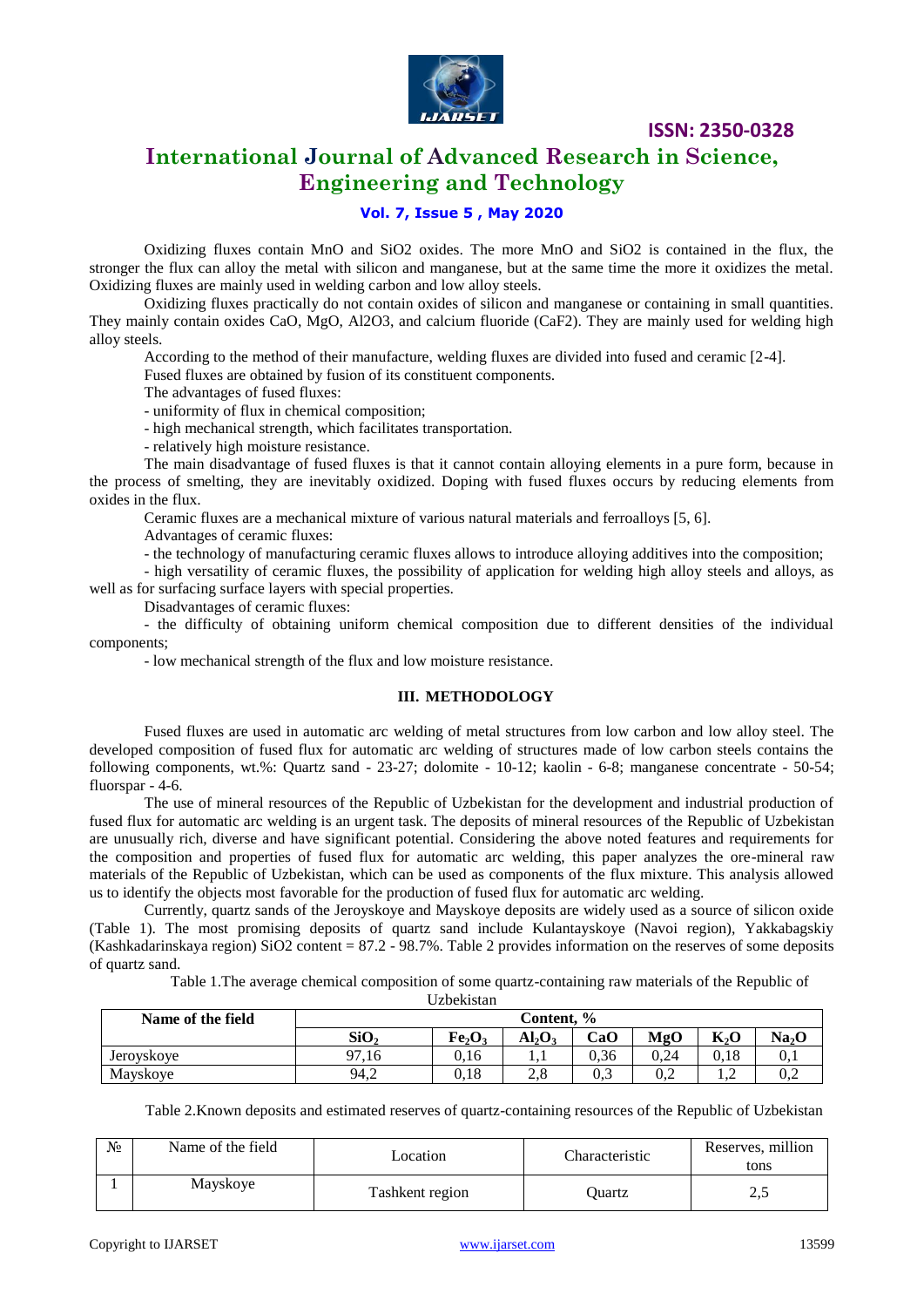Oxidizing fluxes contain MnO and $SiO_2$ oxides. The more MnO and $SiO_2$ is contained in the flux, the stronger the flux can alloy the metal with silicon and manganese, but at the same time the more it oxidizes the metal. Oxidizing fluxes are mainly used in welding carbon and low alloy steels.

Oxidizing fluxes practically do not contain oxides of silicon and manganese or containing in small quantities. They mainly contain oxides CaO, MgO, $Al_2O_3$, and calcium fluoride ($CaF_2$). They are mainly used for welding high alloy steels.

According to the method of their manufacture, welding fluxes are divided into fused and ceramic [2-4].

Fused fluxes are obtained by fusion of its constituent components.

The advantages of fused fluxes:

- uniformity of flux in chemical composition;
- high mechanical strength, which facilitates transportation.
- relatively high moisture resistance.

The main disadvantage of fused fluxes is that it cannot contain alloying elements in a pure form, because in the process of smelting, they are inevitably oxidized. Doping with fused fluxes occurs by reducing elements from oxides in the flux.

Ceramic fluxes are a mechanical mixture of various natural materials and ferroalloys [5, 6].

Advantages of ceramic fluxes:

- the technology of manufacturing ceramic fluxes allows to introduce alloying additives into the composition;
- high versatility of ceramic fluxes, the possibility of application for welding high alloy steels and alloys, as well as for surfacing surface layers with special properties.

Disadvantages of ceramic fluxes:

- the difficulty of obtaining uniform chemical composition due to different densities of the individual components;
- low mechanical strength of the flux and low moisture resistance.

## III. METHODOLOGY

Fused fluxes are used in automatic arc welding of metal structures from low carbon and low alloy steel. The developed composition of fused flux for automatic arc welding of structures made of low carbon steels contains the following components, wt.%: Quartz sand - 23-27; dolomite - 10-12; kaolin - 6-8; manganese concentrate - 50-54; fluorspar - 4-6.

The use of mineral resources of the Republic of Uzbekistan for the development and industrial production of fused flux for automatic arc welding is an urgent task. The deposits of mineral resources of the Republic of Uzbekistan are unusually rich, diverse and have significant potential. Considering the above noted features and requirements for the composition and properties of fused flux for automatic arc welding, this paper analyzes the ore-mineral raw materials of the Republic of Uzbekistan, which can be used as components of the flux mixture. This analysis allowed us to identify the objects most favorable for the production of fused flux for automatic arc welding.

Currently, quartz sands of the Jeroyskoye and Mayskoye deposits are widely used as a source of silicon oxide (Table 1). The most promising deposits of quartz sand include Kulantayskoye (Navoi region), Yakkabagskiy (Kashkadarinskaya region) $SiO_2$ content = 87.2 - 98.7%. Table 2 provides information on the reserves of some deposits of quartz sand.

Table 1.The average chemical composition of some quartz-containing raw materials of the Republic of Uzbekistan

| Name of the field | Content, % | | | | | | |
|---|---|---|---|---|---|---|---|
| | $SiO_2$ | $Fe_2O_3$ | $Al_2O_3$ | CaO | MgO | $K_2O$ | $Na_2O$ |
| Jeroyskoye | 97,16 | 0,16 | 1,1 | 0,36 | 0,24 | 0,18 | 0,1 |
| Mayskoye | 94,2 | 0,18 | 2,8 | 0,3 | 0,2 | 1,2 | 0,2 |

Table 2.Known deposits and estimated reserves of quartz-containing resources of the Republic of Uzbekistan

| № | Name of the field | Location | Characteristic | Reserves, million tons |
|---|---|---|---|---|
| 1 | Mayskoye | Tashkent region | Quartz | 2,5 |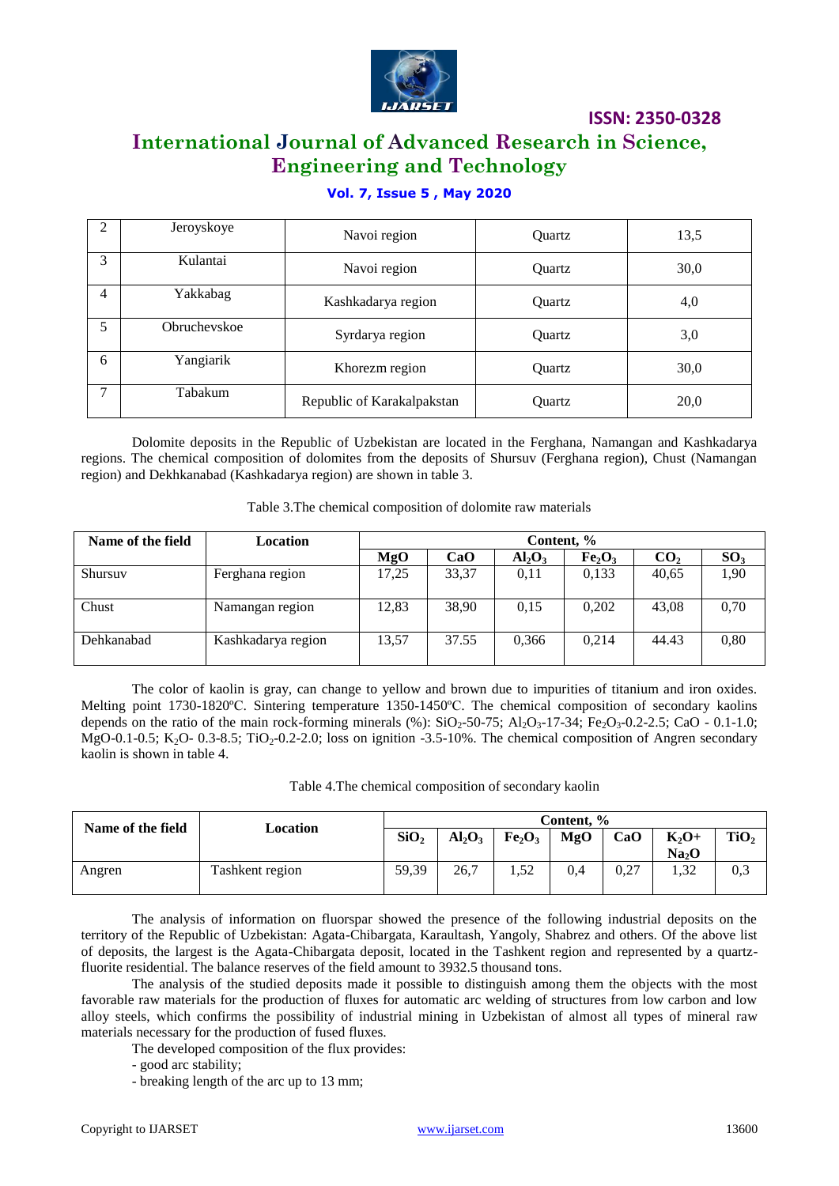| 2 | Jeroyskoye | Navoi region | Quartz | 13,5 |
|---|---|---|---|---|
| 3 | Kulantai | Navoi region | Quartz | 30,0 |
| 4 | Yakkabag | Kashkadarya region | Quartz | 4,0 |
| 5 | Obruchevskoe | Syrdarya region | Quartz | 3,0 |
| 6 | Yangiarik | Khorezm region | Quartz | 30,0 |
| 7 | Tabakum | Republic of Karakalpakstan | Quartz | 20,0 |

Dolomite deposits in the Republic of Uzbekistan are located in the Ferghana, Namangan and Kashkadarya regions. The chemical composition of dolomites from the deposits of Shursuv (Ferghana region), Chust (Namangan region) and Dekhkanabad (Kashkadarya region) are shown in table 3.

Table 3.The chemical composition of dolomite raw materials

| Name of the field | Location | Content, % | | | | | |
|---|---|---|---|---|---|---|---|
| | | $MgO$ | $CaO$ | $Al_2O_3$ | $Fe_2O_3$ | $CO_2$ | $SO_3$ |
| Shursuv | Ferghana region | 17,25 | 33,37 | 0,11 | 0,133 | 40,65 | 1,90 |
| Chust | Namangan region | 12,83 | 38,90 | 0,15 | 0,202 | 43,08 | 0,70 |
| Dehkanabad | Kashkadarya region | 13,57 | 37.55 | 0,366 | 0,214 | 44.43 | 0,80 |

The color of kaolin is gray, can change to yellow and brown due to impurities of titanium and iron oxides. Melting point 1730-1820ºC. Sintering temperature 1350-1450ºC. The chemical composition of secondary kaolins depends on the ratio of the main rock-forming minerals (%): $SiO_2$-50-75; $Al_2O_3$-17-34; $Fe_2O_3$-0.2-2.5; CaO - 0.1-1.0; MgO-0.1-0.5; $K_2O$- 0.3-8.5; $TiO_2$-0.2-2.0; loss on ignition -3.5-10%. The chemical composition of Angren secondary kaolin is shown in table 4.

Table 4.The chemical composition of secondary kaolin

| Name of the field | Location | Content, % | | | | | | |
|---|---|---|---|---|---|---|---|---|
| | | $SiO_2$ | $Al_2O_3$ | $Fe_2O_3$ | $MgO$ | $CaO$ | $K_2O+Na_2O$ | $TiO_2$ |
| Angren | Tashkent region | 59,39 | 26,7 | 1,52 | 0,4 | 0,27 | 1,32 | 0,3 |

The analysis of information on fluorspar showed the presence of the following industrial deposits on the territory of the Republic of Uzbekistan: Agata-Chibargata, Karaultash, Yangoly, Shabrez and others. Of the above list of deposits, the largest is the Agata-Chibargata deposit, located in the Tashkent region and represented by a quartz-fluorite residential. The balance reserves of the field amount to 3932.5 thousand tons.

The analysis of the studied deposits made it possible to distinguish among them the objects with the most favorable raw materials for the production of fluxes for automatic arc welding of structures from low carbon and low alloy steels, which confirms the possibility of industrial mining in Uzbekistan of almost all types of mineral raw materials necessary for the production of fused fluxes.

The developed composition of the flux provides:

- good arc stability;
- breaking length of the arc up to 13 mm;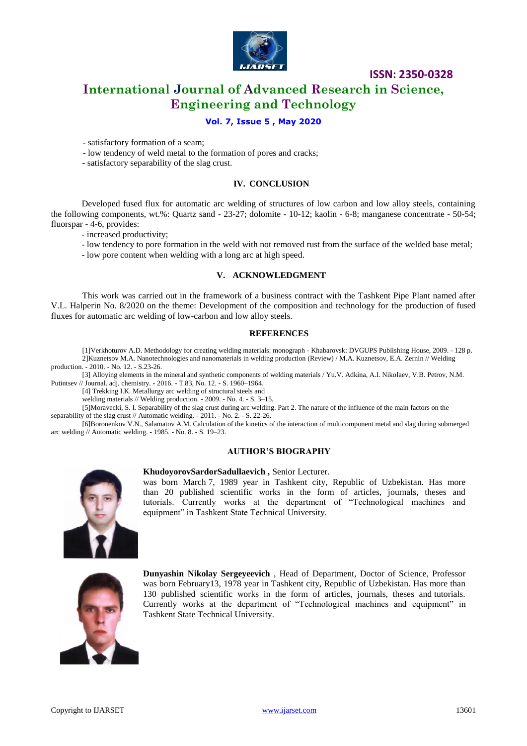- satisfactory formation of a seam;
- low tendency of weld metal to the formation of pores and cracks;
- satisfactory separability of the slag crust.

## IV. CONCLUSION

Developed fused flux for automatic arc welding of structures of low carbon and low alloy steels, containing the following components, wt.%: Quartz sand - 23-27; dolomite - 10-12; kaolin - 6-8; manganese concentrate - 50-54; fluorspar - 4-6, provides:

- increased productivity;
- low tendency to pore formation in the weld with not removed rust from the surface of the welded base metal;
- low pore content when welding with a long arc at high speed.

## V. ACKNOWLEDGMENT

This work was carried out in the framework of a business contract with the Tashkent Pipe Plant named after V.L. Halperin No. 8/2020 on the theme: Development of the composition and technology for the production of fused fluxes for automatic arc welding of low-carbon and low alloy steels.

## REFERENCES

[1]Verkhoturov A.D. Methodology for creating welding materials: monograph - Khabarovsk: DVGUPS Publishing House, 2009. - 128 p.

2]Kuznetsov M.A. Nanotechnologies and nanomaterials in welding production (Review) / M.A. Kuznetsov, E.A. Zernin // Welding production. - 2010. - No. 12. - S.23-26.

[3] Alloying elements in the mineral and synthetic components of welding materials / Yu.V. Adkina, A.I. Nikolaev, V.B. Petrov, N.M. Putintsev // Journal. adj. chemistry. - 2016. - T.83, No. 12. - S. 1960–1964.

[4] Trekking I.K. Metallurgy arc welding of structural steels and welding materials // Welding production. - 2009. - No. 4. - S. 3–15.

[5]Moravecki, S. I. Separability of the slag crust during arc welding. Part 2. The nature of the influence of the main factors on the separability of the slag crust // Automatic welding. - 2011. - No. 2. - S. 22-26.

[6]Boronenkov V.N., Salamatov A.M. Calculation of the kinetics of the interaction of multicomponent metal and slag during submerged arc welding // Automatic welding. - 1985. - No. 8. - S. 19–23.

## AUTHOR'S BIOGRAPHY

**KhudoyorovSardorSadullaevich ,** Senior Lecturer.
was born March 7, 1989 year in Tashkent city, Republic of Uzbekistan. Has more than 20 published scientific works in the form of articles, journals, theses and tutorials. Currently works at the department of "Technological machines and equipment" in Tashkent State Technical University.

**Dunyashin Nikolay Sergeyeevich** , Head of Department, Doctor of Science, Professor was born February13, 1978 year in Tashkent city, Republic of Uzbekistan. Has more than 130 published scientific works in the form of articles, journals, theses and tutorials. Currently works at the department of "Technological machines and equipment" in Tashkent State Technical University.